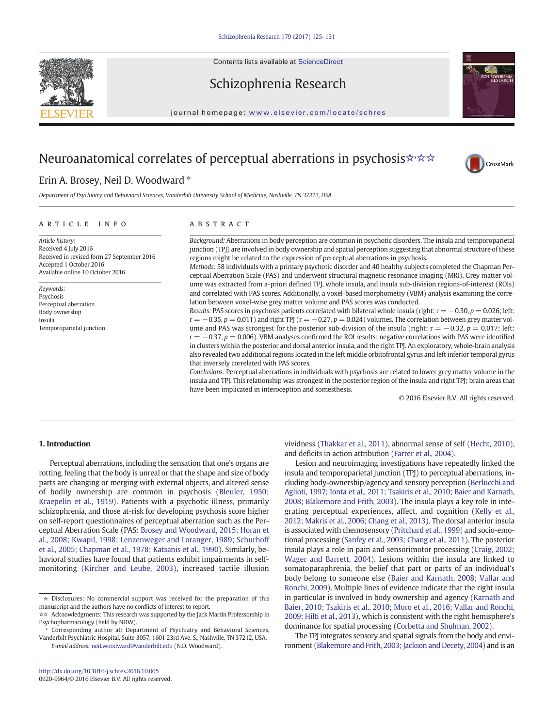# Neuroanatomical correlates of perceptual aberrations in psychosis☆,☆☆

Erin A. Brosey, Neil D. Woodward *

*Department of Psychiatry and Behavioral Sciences, Vanderbilt University School of Medicine, Nashville, TN 37212, USA*

## ARTICLE INFO

*Article history:*
Received 4 July 2016
Received in revised form 27 September 2016
Accepted 1 October 2016
Available online 10 October 2016

*Keywords:*
Psychosis
Perceptual aberration
Body ownership
Insula
Temporoparietal junction

## ABSTRACT

*Background:* Aberrations in body perception are common in psychotic disorders. The insula and temporoparietal junction (TPJ) are involved in body ownership and spatial perception suggesting that abnormal structure of these regions might be related to the expression of perceptual aberrations in psychosis.

*Methods:* 58 individuals with a primary psychotic disorder and 40 healthy subjects completed the Chapman Perceptual Aberration Scale (PAS) and underwent structural magnetic resonance imaging (MRI). Grey matter volume was extracted from a-priori defined TPJ, whole insula, and insula sub-division regions-of-interest (ROIs) and correlated with PAS scores. Additionally, a voxel-based morphometry (VBM) analysis examining the correlation between voxel-wise grey matter volume and PAS scores was conducted.

*Results:* PAS scores in psychosis patients correlated with bilateral whole insula (right: $r = -0.30$, $p = 0.026$; left: $r = -0.35$, $p = 0.011$) and right TPJ ($r = -0.27$, $p = 0.024$) volumes. The correlation between grey matter volume and PAS was strongest for the posterior sub-division of the insula (right: $r = -0.32$, $p = 0.017$; left: $r = -0.37$, $p = 0.006$). VBM analyses confirmed the ROI results: negative correlations with PAS were identified in clusters within the posterior and dorsal anterior insula, and the right TPJ. An exploratory, whole-brain analysis also revealed two additional regions located in the left middle orbitofrontal gyrus and left inferior temporal gyrus that inversely correlated with PAS scores.

*Conclusions:* Perceptual aberrations in individuals with psychosis are related to lower grey matter volume in the insula and TPJ. This relationship was strongest in the posterior region of the insula and right TPJ; brain areas that have been implicated in interoception and somesthesis.

© 2016 Elsevier B.V. All rights reserved.

## 1. Introduction

Perceptual aberrations, including the sensation that one's organs are rotting, feeling that the body is unreal or that the shape and size of body parts are changing or merging with external objects, and altered sense of bodily ownership are common in psychosis (Bleuler, 1950; Kraepelin et al., 1919). Patients with a psychotic illness, primarily schizophrenia, and those at-risk for developing psychosis score higher on self-report questionnaires of perceptual aberration such as the Perceptual Aberration Scale (PAS: Brosey and Woodward, 2015; Horan et al., 2008; Kwapil, 1998; Lenzenweger and Loranger, 1989; Schurhoff et al., 2005; Chapman et al., 1978; Katsanis et al., 1990). Similarly, behavioral studies have found that patients exhibit impairments in self-monitoring (Kircher and Leube, 2003), increased tactile illusion vividness (Thakkar et al., 2011), abnormal sense of self (Hecht, 2010), and deficits in action attribution (Farrer et al., 2004).

Lesion and neuroimaging investigations have repeatedly linked the insula and temporoparietal junction (TPJ) to perceptual aberrations, including body-ownership/agency and sensory perception (Berlucchi and Aglioti, 1997; Ionta et al., 2011; Tsakiris et al., 2010; Baier and Karnath, 2008; Blakemore and Frith, 2003). The insula plays a key role in integrating perceptual experiences, affect, and cognition (Kelly et al., 2012; Makris et al., 2006; Chang et al., 2013). The dorsal anterior insula is associated with chemosensory (Pritchard et al., 1999) and socio-emotional processing (Sanfey et al., 2003; Chang et al., 2011). The posterior insula plays a role in pain and sensorimotor processing (Craig, 2002; Wager and Barrett, 2004). Lesions within the insula are linked to somatoparaphrenia, the belief that part or parts of an individual's body belong to someone else (Baier and Karnath, 2008; Vallar and Ronchi, 2009). Multiple lines of evidence indicate that the right insula in particular is involved in body ownership and agency (Karnath and Baier, 2010; Tsakiris et al., 2010; Moro et al., 2016; Vallar and Ronchi, 2009; Hilti et al., 2013), which is consistent with the right hemisphere's dominance for spatial processing (Corbetta and Shulman, 2002).

The TPJ integrates sensory and spatial signals from the body and environment (Blakemore and Frith, 2003; Jackson and Decety, 2004) and is an

---

☆ Disclosures: No commercial support was received for the preparation of this manuscript and the authors have no conflicts of interest to report.

☆☆ Acknowledgments: This research was supported by the Jack Martin Professorship in Psychopharmacology (held by NDW).

\* Corresponding author at: Department of Psychiatry and Behavioral Sciences, Vanderbilt Psychiatric Hospital, Suite 3057, 1601 23rd Ave. S., Nashville, TN 37212, USA.

*E-mail address:* neil.woodward@vanderbilt.edu (N.D. Woodward).

http://dx.doi.org/10.1016/j.schres.2016.10.005
0920-9964/© 2016 Elsevier B.V. All rights reserved.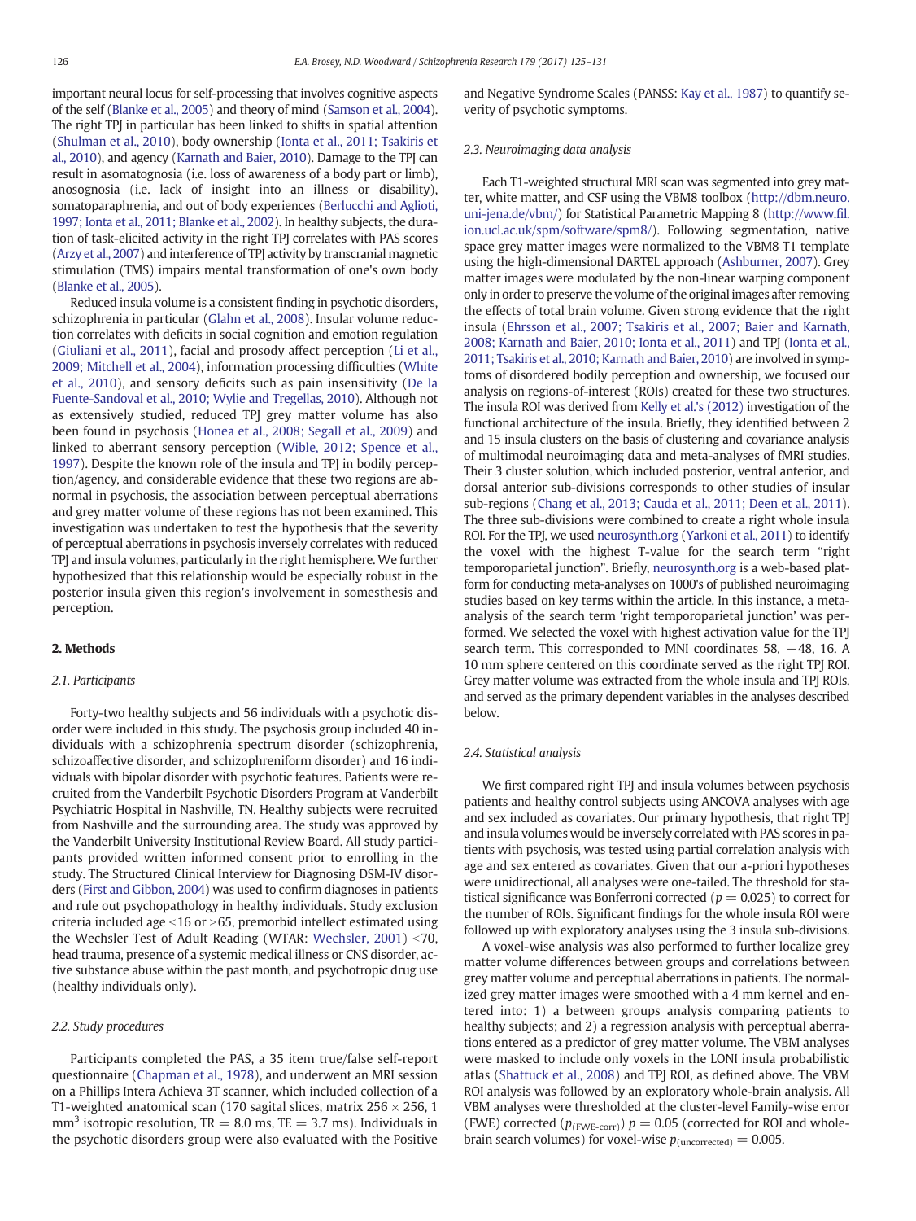important neural locus for self-processing that involves cognitive aspects of the self (Blanke et al., 2005) and theory of mind (Samson et al., 2004). The right TPJ in particular has been linked to shifts in spatial attention (Shulman et al., 2010), body ownership (Ionta et al., 2011; Tsakiris et al., 2010), and agency (Karnath and Baier, 2010). Damage to the TPJ can result in asomatognosia (i.e. loss of awareness of a body part or limb), anosognosia (i.e. lack of insight into an illness or disability), somatoparaphrenia, and out of body experiences (Berlucchi and Aglioti, 1997; Ionta et al., 2011; Blanke et al., 2002). In healthy subjects, the duration of task-elicited activity in the right TPJ correlates with PAS scores (Arzy et al., 2007) and interference of TPJ activity by transcranial magnetic stimulation (TMS) impairs mental transformation of one's own body (Blanke et al., 2005).

Reduced insula volume is a consistent finding in psychotic disorders, schizophrenia in particular (Glahn et al., 2008). Insular volume reduction correlates with deficits in social cognition and emotion regulation (Giuliani et al., 2011), facial and prosody affect perception (Li et al., 2009; Mitchell et al., 2004), information processing difficulties (White et al., 2010), and sensory deficits such as pain insensitivity (De la Fuente-Sandoval et al., 2010; Wylie and Tregellas, 2010). Although not as extensively studied, reduced TPJ grey matter volume has also been found in psychosis (Honea et al., 2008; Segall et al., 2009) and linked to aberrant sensory perception (Wible, 2012; Spence et al., 1997). Despite the known role of the insula and TPJ in bodily perception/agency, and considerable evidence that these two regions are abnormal in psychosis, the association between perceptual aberrations and grey matter volume of these regions has not been examined. This investigation was undertaken to test the hypothesis that the severity of perceptual aberrations in psychosis inversely correlates with reduced TPJ and insula volumes, particularly in the right hemisphere. We further hypothesized that this relationship would be especially robust in the posterior insula given this region's involvement in somesthesis and perception.

## 2. Methods

### 2.1. Participants

Forty-two healthy subjects and 56 individuals with a psychotic disorder were included in this study. The psychosis group included 40 individuals with a schizophrenia spectrum disorder (schizophrenia, schizoaffective disorder, and schizophreniform disorder) and 16 individuals with bipolar disorder with psychotic features. Patients were recruited from the Vanderbilt Psychotic Disorders Program at Vanderbilt Psychiatric Hospital in Nashville, TN. Healthy subjects were recruited from Nashville and the surrounding area. The study was approved by the Vanderbilt University Institutional Review Board. All study participants provided written informed consent prior to enrolling in the study. The Structured Clinical Interview for Diagnosing DSM-IV disorders (First and Gibbon, 2004) was used to confirm diagnoses in patients and rule out psychopathology in healthy individuals. Study exclusion criteria included age <16 or >65, premorbid intellect estimated using the Wechsler Test of Adult Reading (WTAR: Wechsler, 2001) <70, head trauma, presence of a systemic medical illness or CNS disorder, active substance abuse within the past month, and psychotropic drug use (healthy individuals only).

### 2.2. Study procedures

Participants completed the PAS, a 35 item true/false self-report questionnaire (Chapman et al., 1978), and underwent an MRI session on a Phillips Intera Achieva 3T scanner, which included collection of a T1-weighted anatomical scan (170 sagital slices, matrix 256 × 256, 1 $mm^3$ isotropic resolution, TR = 8.0 ms, TE = 3.7 ms). Individuals in the psychotic disorders group were also evaluated with the Positive and Negative Syndrome Scales (PANSS: Kay et al., 1987) to quantify severity of psychotic symptoms.

### 2.3. Neuroimaging data analysis

Each T1-weighted structural MRI scan was segmented into grey matter, white matter, and CSF using the VBM8 toolbox (http://dbm.neuro.uni-jena.de/vbm/) for Statistical Parametric Mapping 8 (http://www.fil.ion.ucl.ac.uk/spm/software/spm8/). Following segmentation, native space grey matter images were normalized to the VBM8 T1 template using the high-dimensional DARTEL approach (Ashburner, 2007). Grey matter images were modulated by the non-linear warping component only in order to preserve the volume of the original images after removing the effects of total brain volume. Given strong evidence that the right insula (Ehrsson et al., 2007; Tsakiris et al., 2007; Baier and Karnath, 2008; Karnath and Baier, 2010; Ionta et al., 2011) and TPJ (Ionta et al., 2011; Tsakiris et al., 2010; Karnath and Baier, 2010) are involved in symptoms of disordered bodily perception and ownership, we focused our analysis on regions-of-interest (ROIs) created for these two structures. The insula ROI was derived from Kelly et al.'s (2012) investigation of the functional architecture of the insula. Briefly, they identified between 2 and 15 insula clusters on the basis of clustering and covariance analysis of multimodal neuroimaging data and meta-analyses of fMRI studies. Their 3 cluster solution, which included posterior, ventral anterior, and dorsal anterior sub-divisions corresponds to other studies of insular sub-regions (Chang et al., 2013; Cauda et al., 2011; Deen et al., 2011). The three sub-divisions were combined to create a right whole insula ROI. For the TPJ, we used neurosynth.org (Yarkoni et al., 2011) to identify the voxel with the highest T-value for the search term "right temporoparietal junction". Briefly, neurosynth.org is a web-based platform for conducting meta-analyses on 1000's of published neuroimaging studies based on key terms within the article. In this instance, a meta-analysis of the search term 'right temporoparietal junction' was performed. We selected the voxel with highest activation value for the TPJ search term. This corresponded to MNI coordinates 58, −48, 16. A 10 mm sphere centered on this coordinate served as the right TPJ ROI. Grey matter volume was extracted from the whole insula and TPJ ROIs, and served as the primary dependent variables in the analyses described below.

### 2.4. Statistical analysis

We first compared right TPJ and insula volumes between psychosis patients and healthy control subjects using ANCOVA analyses with age and sex included as covariates. Our primary hypothesis, that right TPJ and insula volumes would be inversely correlated with PAS scores in patients with psychosis, was tested using partial correlation analysis with age and sex entered as covariates. Given that our a-priori hypotheses were unidirectional, all analyses were one-tailed. The threshold for statistical significance was Bonferroni corrected ($p = 0.025$) to correct for the number of ROIs. Significant findings for the whole insula ROI were followed up with exploratory analyses using the 3 insula sub-divisions.

A voxel-wise analysis was also performed to further localize grey matter volume differences between groups and correlations between grey matter volume and perceptual aberrations in patients. The normalized grey matter images were smoothed with a 4 mm kernel and entered into: 1) a between groups analysis comparing patients to healthy subjects; and 2) a regression analysis with perceptual aberrations entered as a predictor of grey matter volume. The VBM analyses were masked to include only voxels in the LONI insula probabilistic atlas (Shattuck et al., 2008) and TPJ ROI, as defined above. The VBM ROI analysis was followed by an exploratory whole-brain analysis. All VBM analyses were thresholded at the cluster-level Family-wise error (FWE) corrected ($p_{(FWE\text{-}corr)}$) $p = 0.05$ (corrected for ROI and whole-brain search volumes) for voxel-wise $p_{(uncorrected)} = 0.005$.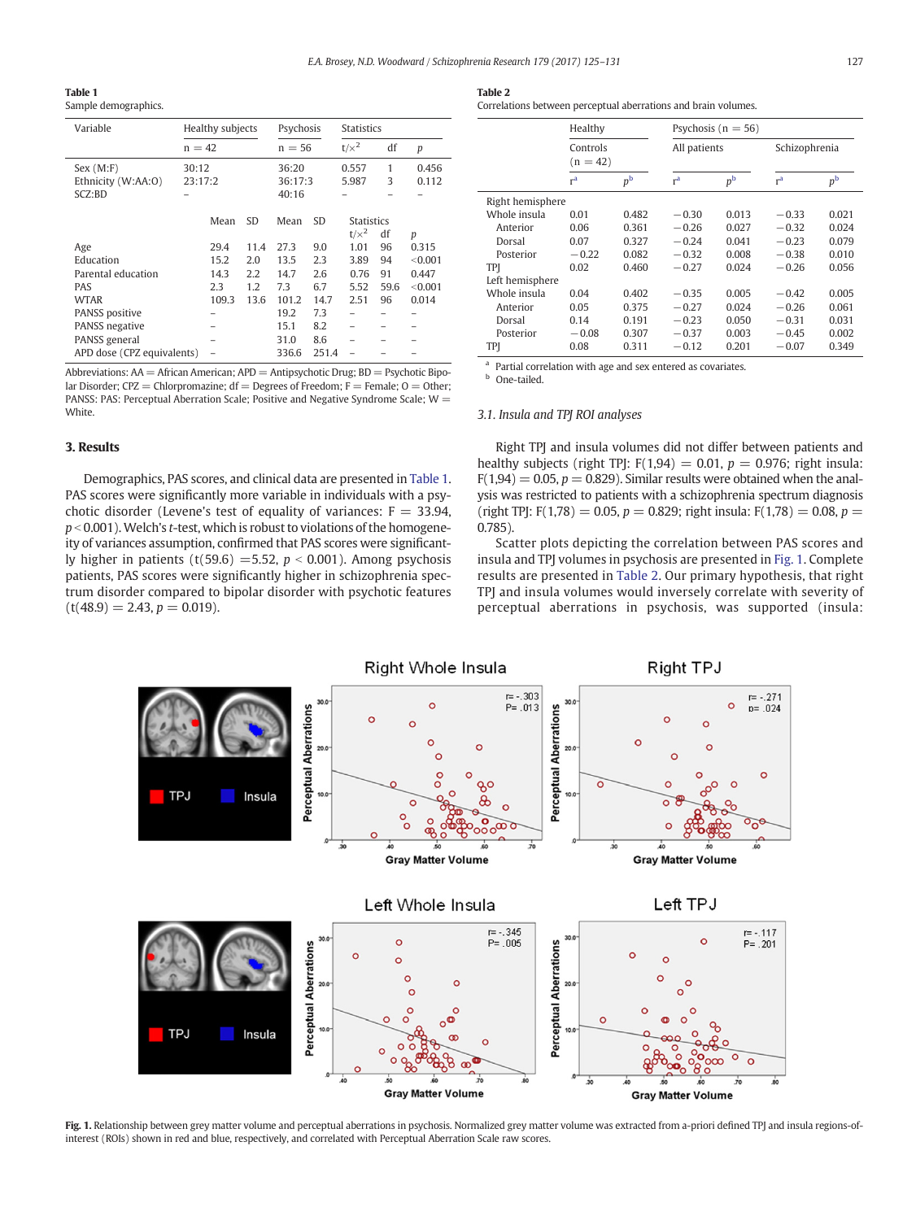**Table 1**
Sample demographics.

| Variable | Healthy subjects | | Psychosis | | Statistics | | |
|---|---|---|---|---|---|---|---|
| | n = 42 | | n = 56 | | t/$\chi^2$ | df | p |
| Sex (M:F) | 30:12 | | 36:20 | | 0.557 | 1 | 0.456 |
| Ethnicity (W:AA:O) | 23:17:2 | | 36:17:3 | | 5.987 | 3 | 0.112 |
| SCZ:BD | – | | 40:16 | | – | – | – |
| | Mean | SD | Mean | SD | t/$\chi^2$ | df | p |
| Age | 29.4 | 11.4 | 27.3 | 9.0 | 1.01 | 96 | 0.315 |
| Education | 15.2 | 2.0 | 13.5 | 2.3 | 3.89 | 94 | <0.001 |
| Parental education | 14.3 | 2.2 | 14.7 | 2.6 | 0.76 | 91 | 0.447 |
| PAS | 2.3 | 1.2 | 7.3 | 6.7 | 5.52 | 59.6 | <0.001 |
| WTAR | 109.3 | 13.6 | 101.2 | 14.7 | 2.51 | 96 | 0.014 |
| PANSS positive | – | | 19.2 | 7.3 | – | – | – |
| PANSS negative | – | | 15.1 | 8.2 | – | – | – |
| PANSS general | – | | 31.0 | 8.6 | – | – | – |
| APD dose (CPZ equivalents) | – | | 336.6 | 251.4 | – | – | – |

Abbreviations: AA = African American; APD = Antipsychotic Drug; BD = Psychotic Bipolar Disorder; CPZ = Chlorpromazine; df = Degrees of Freedom; F = Female; O = Other; PANSS: PAS: Perceptual Aberration Scale; Positive and Negative Syndrome Scale; W = White.

## 3. Results

Demographics, PAS scores, and clinical data are presented in Table 1. PAS scores were significantly more variable in individuals with a psychotic disorder (Levene's test of equality of variances: F = 33.94, $p < 0.001$). Welch's *t*-test, which is robust to violations of the homogeneity of variances assumption, confirmed that PAS scores were significantly higher in patients ($t(59.6) = 5.52$, $p < 0.001$). Among psychosis patients, PAS scores were significantly higher in schizophrenia spectrum disorder compared to bipolar disorder with psychotic features ($t(48.9) = 2.43$, $p = 0.019$).

**Table 2**
Correlations between perceptual aberrations and brain volumes.

| | Healthy Controls (n = 42) | | Psychosis (n = 56) All patients | | Schizophrenia | |
|---|---|---|---|---|---|---|
| | r[a] | p[b] | r[a] | p[b] | r[a] | p[b] |
| Right hemisphere | | | | | | |
| Whole insula | 0.01 | 0.482 | −0.30 | 0.013 | −0.33 | 0.021 |
| Anterior | 0.06 | 0.361 | −0.26 | 0.027 | −0.32 | 0.024 |
| Dorsal | 0.07 | 0.327 | −0.24 | 0.041 | −0.23 | 0.079 |
| Posterior | −0.22 | 0.082 | −0.32 | 0.008 | −0.38 | 0.010 |
| TPJ | 0.02 | 0.460 | −0.27 | 0.024 | −0.26 | 0.056 |
| Left hemisphere | | | | | | |
| Whole insula | 0.04 | 0.402 | −0.35 | 0.005 | −0.42 | 0.005 |
| Anterior | 0.05 | 0.375 | −0.27 | 0.024 | −0.26 | 0.061 |
| Dorsal | 0.14 | 0.191 | −0.23 | 0.050 | −0.31 | 0.031 |
| Posterior | −0.08 | 0.307 | −0.37 | 0.003 | −0.45 | 0.002 |
| TPJ | 0.08 | 0.311 | −0.12 | 0.201 | −0.07 | 0.349 |

[a] Partial correlation with age and sex entered as covariates.
[b] One-tailed.

### 3.1. Insula and TPJ ROI analyses

Right TPJ and insula volumes did not differ between patients and healthy subjects (right TPJ: $F(1,94) = 0.01$, $p = 0.976$; right insula: $F(1,94) = 0.05$, $p = 0.829$). Similar results were obtained when the analysis was restricted to patients with a schizophrenia spectrum diagnosis (right TPJ: $F(1,78) = 0.05$, $p = 0.829$; right insula: $F(1,78) = 0.08$, $p = 0.785$).

Scatter plots depicting the correlation between PAS scores and insula and TPJ volumes in psychosis are presented in Fig. 1. Complete results are presented in Table 2. Our primary hypothesis, that right TPJ and insula volumes would inversely correlate with severity of perceptual aberrations in psychosis, was supported (insula:

**Fig. 1.** Relationship between grey matter volume and perceptual aberrations in psychosis. Normalized grey matter volume was extracted from a-priori defined TPJ and insula regions-of-interest (ROIs) shown in red and blue, respectively, and correlated with Perceptual Aberration Scale raw scores.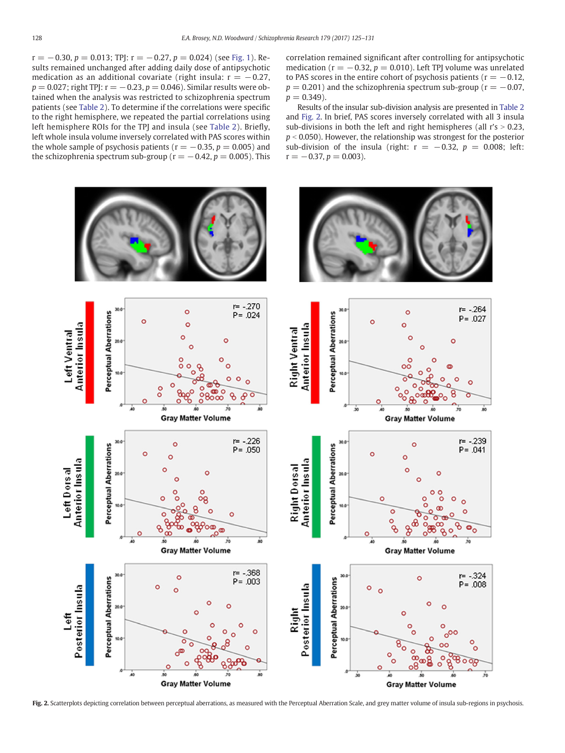$r = -0.30$, $p = 0.013$; TPJ: $r = -0.27$, $p = 0.024$) (see Fig. 1). Results remained unchanged after adding daily dose of antipsychotic medication as an additional covariate (right insula: $r = -0.27$, $p = 0.027$; right TPJ: $r = -0.23$, $p = 0.046$). Similar results were obtained when the analysis was restricted to schizophrenia spectrum patients (see Table 2). To determine if the correlations were specific to the right hemisphere, we repeated the partial correlations using left hemisphere ROIs for the TPJ and insula (see Table 2). Briefly, left whole insula volume inversely correlated with PAS scores within the whole sample of psychosis patients ($r = -0.35$, $p = 0.005$) and the schizophrenia spectrum sub-group ($r = -0.42$, $p = 0.005$). This correlation remained significant after controlling for antipsychotic medication ($r = -0.32$, $p = 0.010$). Left TPJ volume was unrelated to PAS scores in the entire cohort of psychosis patients ($r = -0.12$, $p = 0.201$) and the schizophrenia spectrum sub-group ($r = -0.07$, $p = 0.349$).

Results of the insular sub-division analysis are presented in Table 2 and Fig. 2. In brief, PAS scores inversely correlated with all 3 insula sub-divisions in both the left and right hemispheres (all r's > 0.23, $p < 0.050$). However, the relationship was strongest for the posterior sub-division of the insula (right: $r = -0.32$, $p = 0.008$; left: $r = -0.37$, $p = 0.003$).

**Fig. 2.** Scatterplots depicting correlation between perceptual aberrations, as measured with the Perceptual Aberration Scale, and grey matter volume of insula sub-regions in psychosis.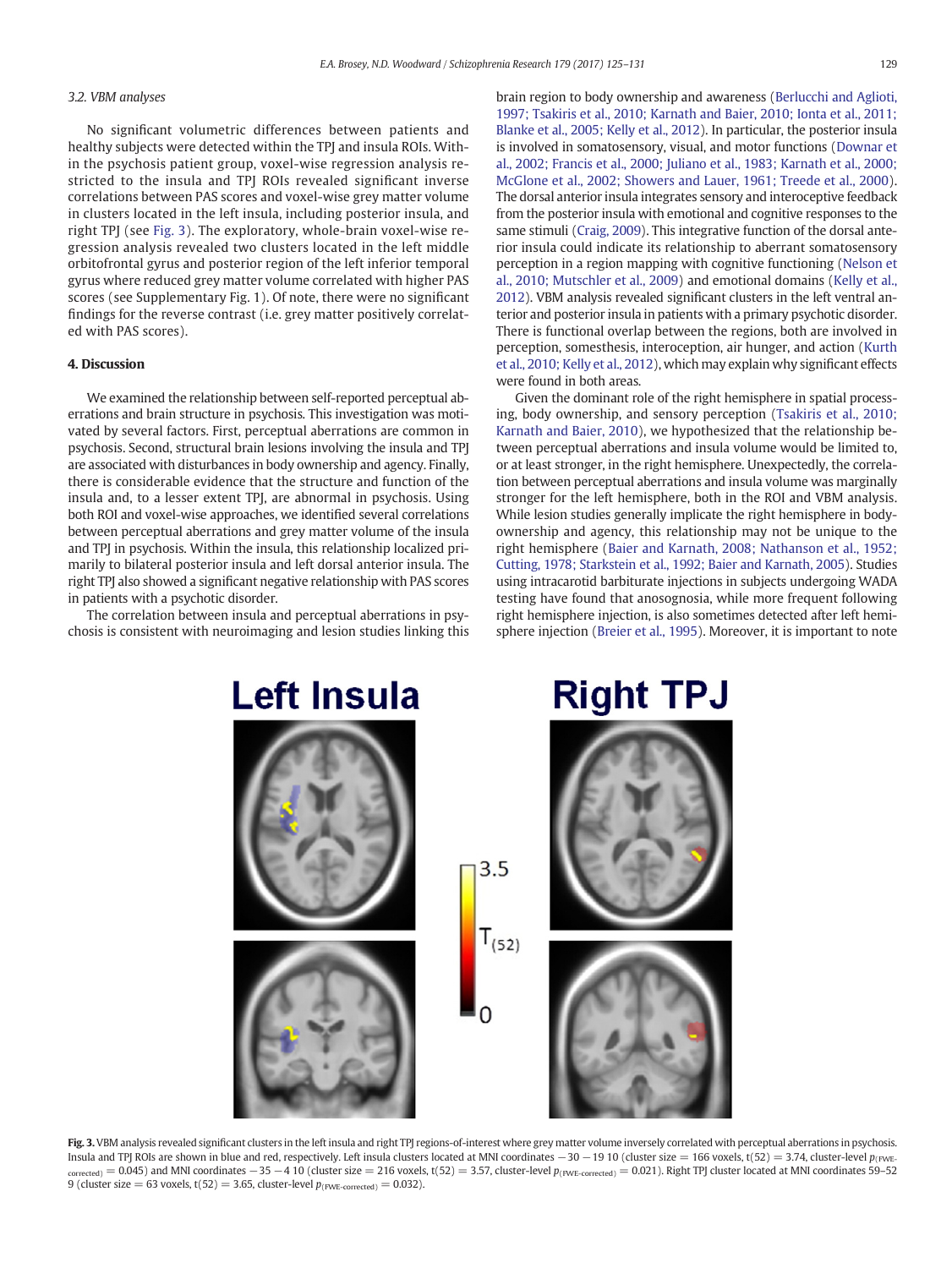### 3.2. VBM analyses

No significant volumetric differences between patients and healthy subjects were detected within the TPJ and insula ROIs. Within the psychosis patient group, voxel-wise regression analysis restricted to the insula and TPJ ROIs revealed significant inverse correlations between PAS scores and voxel-wise grey matter volume in clusters located in the left insula, including posterior insula, and right TPJ (see Fig. 3). The exploratory, whole-brain voxel-wise regression analysis revealed two clusters located in the left middle orbitofrontal gyrus and posterior region of the left inferior temporal gyrus where reduced grey matter volume correlated with higher PAS scores (see Supplementary Fig. 1). Of note, there were no significant findings for the reverse contrast (i.e. grey matter positively correlated with PAS scores).

## 4. Discussion

We examined the relationship between self-reported perceptual aberrations and brain structure in psychosis. This investigation was motivated by several factors. First, perceptual aberrations are common in psychosis. Second, structural brain lesions involving the insula and TPJ are associated with disturbances in body ownership and agency. Finally, there is considerable evidence that the structure and function of the insula and, to a lesser extent TPJ, are abnormal in psychosis. Using both ROI and voxel-wise approaches, we identified several correlations between perceptual aberrations and grey matter volume of the insula and TPJ in psychosis. Within the insula, this relationship localized primarily to bilateral posterior insula and left dorsal anterior insula. The right TPJ also showed a significant negative relationship with PAS scores in patients with a psychotic disorder.

The correlation between insula and perceptual aberrations in psychosis is consistent with neuroimaging and lesion studies linking this brain region to body ownership and awareness (Berlucchi and Aglioti, 1997; Tsakiris et al., 2010; Karnath and Baier, 2010; Ionta et al., 2011; Blanke et al., 2005; Kelly et al., 2012). In particular, the posterior insula is involved in somatosensory, visual, and motor functions (Downar et al., 2002; Francis et al., 2000; Juliano et al., 1983; Karnath et al., 2000; McGlone et al., 2002; Showers and Lauer, 1961; Treede et al., 2000). The dorsal anterior insula integrates sensory and interoceptive feedback from the posterior insula with emotional and cognitive responses to the same stimuli (Craig, 2009). This integrative function of the dorsal anterior insula could indicate its relationship to aberrant somatosensory perception in a region mapping with cognitive functioning (Nelson et al., 2010; Mutschler et al., 2009) and emotional domains (Kelly et al., 2012). VBM analysis revealed significant clusters in the left ventral anterior and posterior insula in patients with a primary psychotic disorder. There is functional overlap between the regions, both are involved in perception, somesthesis, interoception, air hunger, and action (Kurth et al., 2010; Kelly et al., 2012), which may explain why significant effects were found in both areas.

Given the dominant role of the right hemisphere in spatial processing, body ownership, and sensory perception (Tsakiris et al., 2010; Karnath and Baier, 2010), we hypothesized that the relationship between perceptual aberrations and insula volume would be limited to, or at least stronger, in the right hemisphere. Unexpectedly, the correlation between perceptual aberrations and insula volume was marginally stronger for the left hemisphere, both in the ROI and VBM analysis. While lesion studies generally implicate the right hemisphere in body-ownership and agency, this relationship may not be unique to the right hemisphere (Baier and Karnath, 2008; Nathanson et al., 1952; Cutting, 1978; Starkstein et al., 1992; Baier and Karnath, 2005). Studies using intracarotid barbiturate injections in subjects undergoing WADA testing have found that anosognosia, while more frequent following right hemisphere injection, is also sometimes detected after left hemisphere injection (Breier et al., 1995). Moreover, it is important to note

**Fig. 3.** VBM analysis revealed significant clusters in the left insula and right TPJ regions-of-interest where grey matter volume inversely correlated with perceptual aberrations in psychosis. Insula and TPJ ROIs are shown in blue and red, respectively. Left insula clusters located at MNI coordinates −30 −19 10 (cluster size = 166 voxels, $t(52) = 3.74$, cluster-level $p_{(\text{FWE-corrected})} = 0.045$) and MNI coordinates −35 −4 10 (cluster size = 216 voxels, $t(52) = 3.57$, cluster-level $p_{(\text{FWE-corrected})} = 0.021$). Right TPJ cluster located at MNI coordinates 59–52 9 (cluster size = 63 voxels, $t(52) = 3.65$, cluster-level $p_{(\text{FWE-corrected})} = 0.032$).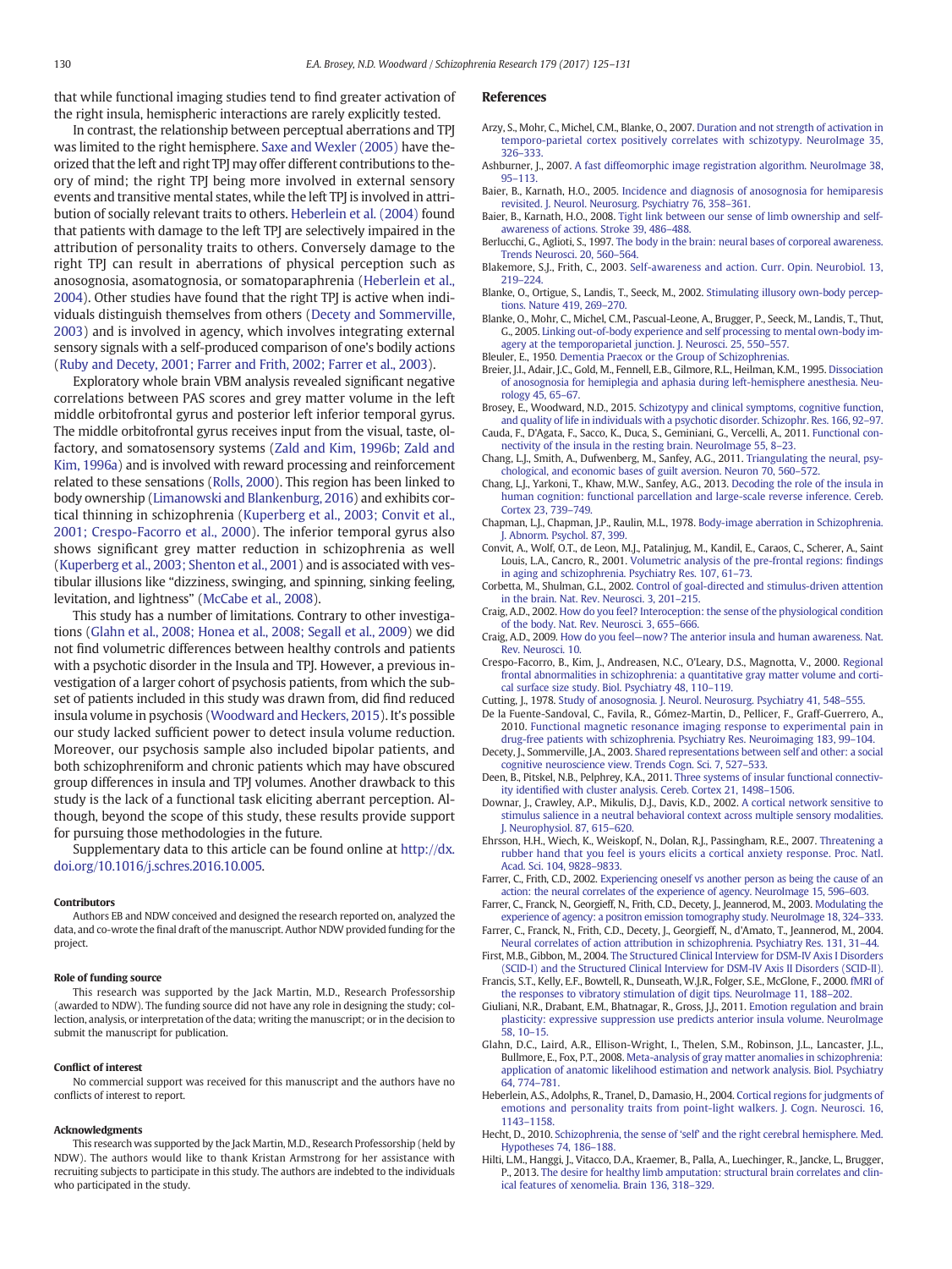that while functional imaging studies tend to find greater activation of the right insula, hemispheric interactions are rarely explicitly tested.

In contrast, the relationship between perceptual aberrations and TPJ was limited to the right hemisphere. Saxe and Wexler (2005) have theorized that the left and right TPJ may offer different contributions to theory of mind; the right TPJ being more involved in external sensory events and transitive mental states, while the left TPJ is involved in attribution of socially relevant traits to others. Heberlein et al. (2004) found that patients with damage to the left TPJ are selectively impaired in the attribution of personality traits to others. Conversely damage to the right TPJ can result in aberrations of physical perception such as anosognosia, asomatognosia, or somatoparaphrenia (Heberlein et al., 2004). Other studies have found that the right TPJ is active when individuals distinguish themselves from others (Decety and Sommerville, 2003) and is involved in agency, which involves integrating external sensory signals with a self-produced comparison of one's bodily actions (Ruby and Decety, 2001; Farrer and Frith, 2002; Farrer et al., 2003).

Exploratory whole brain VBM analysis revealed significant negative correlations between PAS scores and grey matter volume in the left middle orbitofrontal gyrus and posterior left inferior temporal gyrus. The middle orbitofrontal gyrus receives input from the visual, taste, olfactory, and somatosensory systems (Zald and Kim, 1996b; Zald and Kim, 1996a) and is involved with reward processing and reinforcement related to these sensations (Rolls, 2000). This region has been linked to body ownership (Limanowski and Blankenburg, 2016) and exhibits cortical thinning in schizophrenia (Kuperberg et al., 2003; Convit et al., 2001; Crespo-Facorro et al., 2000). The inferior temporal gyrus also shows significant grey matter reduction in schizophrenia as well (Kuperberg et al., 2003; Shenton et al., 2001) and is associated with vestibular illusions like "dizziness, swinging, and spinning, sinking feeling, levitation, and lightness" (McCabe et al., 2008).

This study has a number of limitations. Contrary to other investigations (Glahn et al., 2008; Honea et al., 2008; Segall et al., 2009) we did not find volumetric differences between healthy controls and patients with a psychotic disorder in the Insula and TPJ. However, a previous investigation of a larger cohort of psychosis patients, from which the subset of patients included in this study was drawn from, did find reduced insula volume in psychosis (Woodward and Heckers, 2015). It's possible our study lacked sufficient power to detect insula volume reduction. Moreover, our psychosis sample also included bipolar patients, and both schizophreniform and chronic patients which may have obscured group differences in insula and TPJ volumes. Another drawback to this study is the lack of a functional task eliciting aberrant perception. Although, beyond the scope of this study, these results provide support for pursuing those methodologies in the future.

Supplementary data to this article can be found online at http://dx.doi.org/10.1016/j.schres.2016.10.005.

#### Contributors

Authors EB and NDW conceived and designed the research reported on, analyzed the data, and co-wrote the final draft of the manuscript. Author NDW provided funding for the project.

#### Role of funding source

This research was supported by the Jack Martin, M.D., Research Professorship (awarded to NDW). The funding source did not have any role in designing the study; collection, analysis, or interpretation of the data; writing the manuscript; or in the decision to submit the manuscript for publication.

#### Conflict of interest

No commercial support was received for this manuscript and the authors have no conflicts of interest to report.

#### Acknowledgments

This research was supported by the Jack Martin, M.D., Research Professorship (held by NDW). The authors would like to thank Kristan Armstrong for her assistance with recruiting subjects to participate in this study. The authors are indebted to the individuals who participated in the study.

## References

Arzy, S., Mohr, C., Michel, C.M., Blanke, O., 2007. Duration and not strength of activation in temporo-parietal cortex positively correlates with schizotypy. NeuroImage 35, 326–333.

Ashburner, J., 2007. A fast diffeomorphic image registration algorithm. NeuroImage 38, 95–113.

Baier, B., Karnath, H.O., 2005. Incidence and diagnosis of anosognosia for hemiparesis revisited. J. Neurol. Neurosurg. Psychiatry 76, 358–361.

Baier, B., Karnath, H.O., 2008. Tight link between our sense of limb ownership and self-awareness of actions. Stroke 39, 486–488.

Berlucchi, G., Aglioti, S., 1997. The body in the brain: neural bases of corporeal awareness. Trends Neurosci. 20, 560–564.

Blakemore, S.J., Frith, C., 2003. Self-awareness and action. Curr. Opin. Neurobiol. 13, 219–224.

Blanke, O., Ortigue, S., Landis, T., Seeck, M., 2002. Stimulating illusory own-body perceptions. Nature 419, 269–270.

Blanke, O., Mohr, C., Michel, C.M., Pascual-Leone, A., Brugger, P., Seeck, M., Landis, T., Thut, G., 2005. Linking out-of-body experience and self processing to mental own-body imagery at the temporoparietal junction. J. Neurosci. 25, 550–557.

Bleuler, E., 1950. Dementia Praecox or the Group of Schizophrenias.

Breier, J.I., Adair, J.C., Gold, M., Fennell, E.B., Gilmore, R.L., Heilman, K.M., 1995. Dissociation of anosognosia for hemiplegia and aphasia during left-hemisphere anesthesia. Neurology 45, 65–67.

Brosey, E., Woodward, N.D., 2015. Schizotypy and clinical symptoms, cognitive function, and quality of life in individuals with a psychotic disorder. Schizophr. Res. 166, 92–97.

Cauda, F., D'Agata, F., Sacco, K., Duca, S., Geminiani, G., Vercelli, A., 2011. Functional connectivity of the insula in the resting brain. NeuroImage 55, 8–23.

Chang, L.J., Smith, A., Dufwenberg, M., Sanfey, A.G., 2011. Triangulating the neural, psychological, and economic bases of guilt aversion. Neuron 70, 560–572.

Chang, L.J., Yarkoni, T., Khaw, M.W., Sanfey, A.G., 2013. Decoding the role of the insula in human cognition: functional parcellation and large-scale reverse inference. Cereb. Cortex 23, 739–749.

Chapman, L.J., Chapman, J.P., Raulin, M.L., 1978. Body-image aberration in Schizophrenia. J. Abnorm. Psychol. 87, 399.

Convit, A., Wolf, O.T., de Leon, M.J., Patalinjug, M., Kandil, E., Caraos, C., Scherer, A., Saint Louis, L.A., Cancro, R., 2001. Volumetric analysis of the pre-frontal regions: findings in aging and schizophrenia. Psychiatry Res. 107, 61–73.

Corbetta, M., Shulman, G.L., 2002. Control of goal-directed and stimulus-driven attention in the brain. Nat. Rev. Neurosci. 3, 201–215.

Craig, A.D., 2002. How do you feel? Interoception: the sense of the physiological condition of the body. Nat. Rev. Neurosci. 3, 655–666.

Craig, A.D., 2009. How do you feel—now? The anterior insula and human awareness. Nat. Rev. Neurosci. 10.

Crespo-Facorro, B., Kim, J., Andreasen, N.C., O'Leary, D.S., Magnotta, V., 2000. Regional frontal abnormalities in schizophrenia: a quantitative gray matter volume and cortical surface size study. Biol. Psychiatry 48, 110–119.

Cutting, J., 1978. Study of anosognosia. J. Neurol. Neurosurg. Psychiatry 41, 548–555.

De la Fuente-Sandoval, C., Favila, R., Gómez-Martin, D., Pellicer, F., Graff-Guerrero, A., 2010. Functional magnetic resonance imaging response to experimental pain in drug-free patients with schizophrenia. Psychiatry Res. Neuroimaging 183, 99–104.

Decety, J., Sommerville, J.A., 2003. Shared representations between self and other: a social cognitive neuroscience view. Trends Cogn. Sci. 7, 527–533.

Deen, B., Pitskel, N.B., Pelphrey, K.A., 2011. Three systems of insular functional connectivity identified with cluster analysis. Cereb. Cortex 21, 1498–1506.

Downar, J., Crawley, A.P., Mikulis, D.J., Davis, K.D., 2002. A cortical network sensitive to stimulus salience in a neutral behavioral context across multiple sensory modalities. J. Neurophysiol. 87, 615–620.

Ehrsson, H.H., Wiech, K., Weiskopf, N., Dolan, R.J., Passingham, R.E., 2007. Threatening a rubber hand that you feel is yours elicits a cortical anxiety response. Proc. Natl. Acad. Sci. 104, 9828–9833.

Farrer, C., Frith, C.D., 2002. Experiencing oneself vs another person as being the cause of an action: the neural correlates of the experience of agency. NeuroImage 15, 596–603.

Farrer, C., Franck, N., Georgieff, N., Frith, C.D., Decety, J., Jeannerod, M., 2003. Modulating the experience of agency: a positron emission tomography study. NeuroImage 18, 324–333.

Farrer, C., Franck, N., Frith, C.D., Decety, J., Georgieff, N., d'Amato, T., Jeannerod, M., 2004. Neural correlates of action attribution in schizophrenia. Psychiatry Res. 131, 31–44.

First, M.B., Gibbon, M., 2004. The Structured Clinical Interview for DSM-IV Axis I Disorders (SCID-I) and the Structured Clinical Interview for DSM-IV Axis II Disorders (SCID-II).

Francis, S.T., Kelly, E.F., Bowtell, R., Dunseath, W.J.R., Folger, S.E., McGlone, F., 2000. fMRI of the responses to vibratory stimulation of digit tips. NeuroImage 11, 188–202.

Giuliani, N.R., Drabant, E.M., Bhatnagar, R., Gross, J.J., 2011. Emotion regulation and brain plasticity: expressive suppression use predicts anterior insula volume. NeuroImage 58, 10–15.

Glahn, D.C., Laird, A.R., Ellison-Wright, I., Thelen, S.M., Robinson, J.L., Lancaster, J.L., Bullmore, E., Fox, P.T., 2008. Meta-analysis of gray matter anomalies in schizophrenia: application of anatomic likelihood estimation and network analysis. Biol. Psychiatry 64, 774–781.

Heberlein, A.S., Adolphs, R., Tranel, D., Damasio, H., 2004. Cortical regions for judgments of emotions and personality traits from point-light walkers. J. Cogn. Neurosci. 16, 1143–1158.

Hecht, D., 2010. Schizophrenia, the sense of 'self' and the right cerebral hemisphere. Med. Hypotheses 74, 186–188.

Hilti, L.M., Hanggi, J., Vitacco, D.A., Kraemer, B., Palla, A., Luechinger, R., Jancke, L., Brugger, P., 2013. The desire for healthy limb amputation: structural brain correlates and clinical features of xenomelia. Brain 136, 318–329.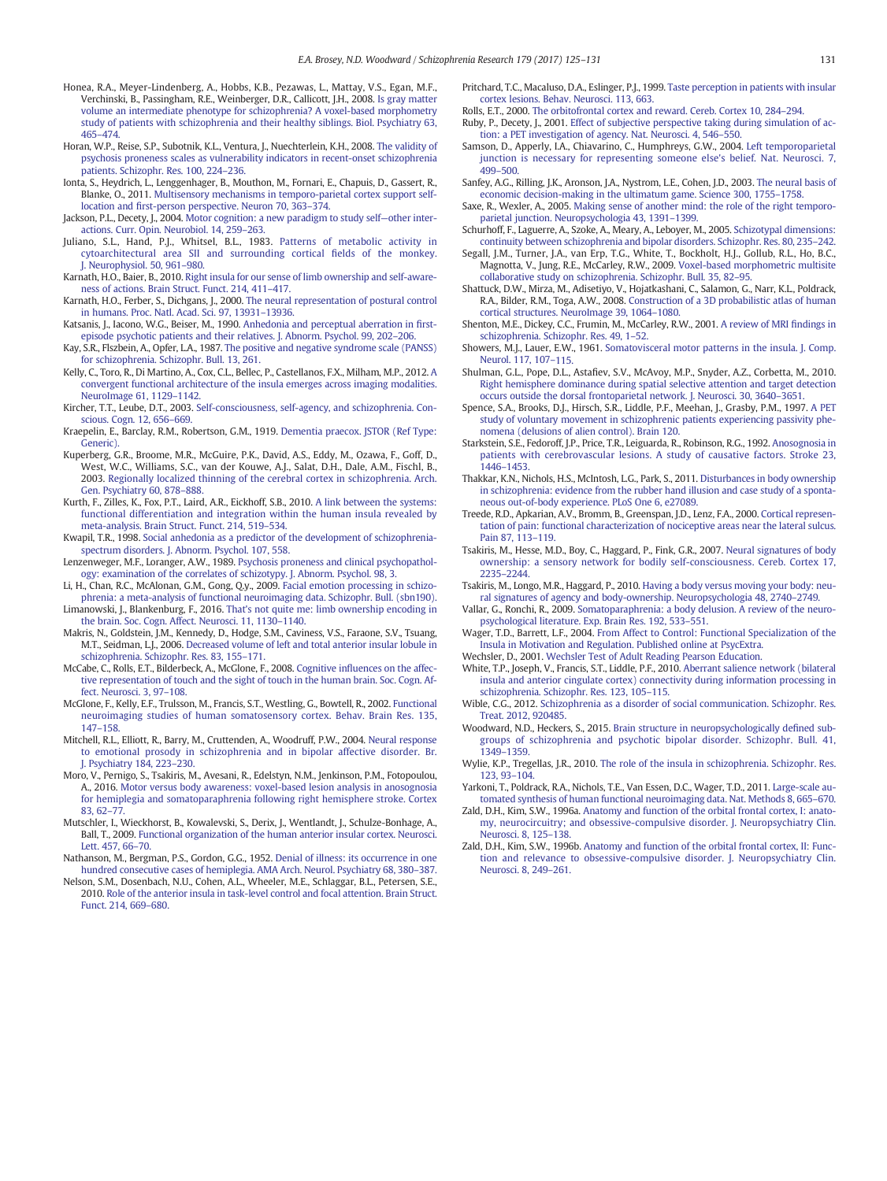Honea, R.A., Meyer-Lindenberg, A., Hobbs, K.B., Pezawas, L., Mattay, V.S., Egan, M.F., Verchinski, B., Passingham, R.E., Weinberger, D.R., Callicott, J.H., 2008. Is gray matter volume an intermediate phenotype for schizophrenia? A voxel-based morphometry study of patients with schizophrenia and their healthy siblings. Biol. Psychiatry 63, 465–474.

Horan, W.P., Reise, S.P., Subotnik, K.L., Ventura, J., Nuechterlein, K.H., 2008. The validity of psychosis proneness scales as vulnerability indicators in recent-onset schizophrenia patients. Schizophr. Res. 100, 224–236.

Ionta, S., Heydrich, L., Lenggenhager, B., Mouthon, M., Fornari, E., Chapuis, D., Gassert, R., Blanke, O., 2011. Multisensory mechanisms in temporo-parietal cortex support self-location and first-person perspective. Neuron 70, 363–374.

Jackson, P.L., Decety, J., 2004. Motor cognition: a new paradigm to study self—other interactions. Curr. Opin. Neurobiol. 14, 259–263.

Juliano, S.L., Hand, P.J., Whitsel, B.L., 1983. Patterns of metabolic activity in cytoarchitectural area SII and surrounding cortical fields of the monkey. J. Neurophysiol. 50, 961–980.

Karnath, H.O., Baier, B., 2010. Right insula for our sense of limb ownership and self-awareness of actions. Brain Struct. Funct. 214, 411–417.

Karnath, H.O., Ferber, S., Dichgans, J., 2000. The neural representation of postural control in humans. Proc. Natl. Acad. Sci. 97, 13931–13936.

Katsanis, J., Iacono, W.G., Beiser, M., 1990. Anhedonia and perceptual aberration in first-episode psychotic patients and their relatives. J. Abnorm. Psychol. 99, 202–206.

Kay, S.R., Flszbein, A., Opfer, L.A., 1987. The positive and negative syndrome scale (PANSS) for schizophrenia. Schizophr. Bull. 13, 261.

Kelly, C., Toro, R., Di Martino, A., Cox, C.L., Bellec, P., Castellanos, F.X., Milham, M.P., 2012. A convergent functional architecture of the insula emerges across imaging modalities. NeuroImage 61, 1129–1142.

Kircher, T.T., Leube, D.T., 2003. Self-consciousness, self-agency, and schizophrenia. Conscious. Cogn. 12, 656–669.

Kraepelin, E., Barclay, R.M., Robertson, G.M., 1919. Dementia praecox. JSTOR (Ref Type: Generic).

Kuperberg, G.R., Broome, M.R., McGuire, P.K., David, A.S., Eddy, M., Ozawa, F., Goff, D., West, W.C., Williams, S.C., van der Kouwe, A.J., Salat, D.H., Dale, A.M., Fischl, B., 2003. Regionally localized thinning of the cerebral cortex in schizophrenia. Arch. Gen. Psychiatry 60, 878–888.

Kurth, F., Zilles, K., Fox, P.T., Laird, A.R., Eickhoff, S.B., 2010. A link between the systems: functional differentiation and integration within the human insula revealed by meta-analysis. Brain Struct. Funct. 214, 519–534.

Kwapil, T.R., 1998. Social anhedonia as a predictor of the development of schizophrenia-spectrum disorders. J. Abnorm. Psychol. 107, 558.

Lenzenweger, M.F., Loranger, A.W., 1989. Psychosis proneness and clinical psychopathology: examination of the correlates of schizotypy. J. Abnorm. Psychol. 98, 3.

Li, H., Chan, R.C., McAlonan, G.M., Gong, Q.y., 2009. Facial emotion processing in schizophrenia: a meta-analysis of functional neuroimaging data. Schizophr. Bull. (sbn190).

Limanowski, J., Blankenburg, F., 2016. That's not quite me: limb ownership encoding in the brain. Soc. Cogn. Affect. Neurosci. 11, 1130–1140.

Makris, N., Goldstein, J.M., Kennedy, D., Hodge, S.M., Caviness, V.S., Faraone, S.V., Tsuang, M.T., Seidman, L.J., 2006. Decreased volume of left and total anterior insular lobule in schizophrenia. Schizophr. Res. 83, 155–171.

McCabe, C., Rolls, E.T., Bilderbeck, A., McGlone, F., 2008. Cognitive influences on the affective representation of touch and the sight of touch in the human brain. Soc. Cogn. Affect. Neurosci. 3, 97–108.

McGlone, F., Kelly, E.F., Trulsson, M., Francis, S.T., Westling, G., Bowtell, R., 2002. Functional neuroimaging studies of human somatosensory cortex. Behav. Brain Res. 135, 147–158.

Mitchell, R.L., Elliott, R., Barry, M., Cruttenden, A., Woodruff, P.W., 2004. Neural response to emotional prosody in schizophrenia and in bipolar affective disorder. Br. J. Psychiatry 184, 223–230.

Moro, V., Pernigo, S., Tsakiris, M., Avesani, R., Edelstyn, N.M., Jenkinson, P.M., Fotopoulou, A., 2016. Motor versus body awareness: voxel-based lesion analysis in anosognosia for hemiplegia and somatoparaphrenia following right hemisphere stroke. Cortex 83, 62–77.

Mutschler, I., Wieckhorst, B., Kowalevski, S., Derix, J., Wentlandt, J., Schulze-Bonhage, A., Ball, T., 2009. Functional organization of the human anterior insular cortex. Neurosci. Lett. 457, 66–70.

Nathanson, M., Bergman, P.S., Gordon, G.G., 1952. Denial of illness: its occurrence in one hundred consecutive cases of hemiplegia. AMA Arch. Neurol. Psychiatry 68, 380–387.

Nelson, S.M., Dosenbach, N.U., Cohen, A.L., Wheeler, M.E., Schlaggar, B.L., Petersen, S.E., 2010. Role of the anterior insula in task-level control and focal attention. Brain Struct. Funct. 214, 669–680.

Pritchard, T.C., Macaluso, D.A., Eslinger, P.J., 1999. Taste perception in patients with insular cortex lesions. Behav. Neurosci. 113, 663.

Rolls, E.T., 2000. The orbitofrontal cortex and reward. Cereb. Cortex 10, 284–294.

Ruby, P., Decety, J., 2001. Effect of subjective perspective taking during simulation of action: a PET investigation of agency. Nat. Neurosci. 4, 546–550.

Samson, D., Apperly, I.A., Chiavarino, C., Humphreys, G.W., 2004. Left temporoparietal junction is necessary for representing someone else's belief. Nat. Neurosci. 7, 499–500.

Sanfey, A.G., Rilling, J.K., Aronson, J.A., Nystrom, L.E., Cohen, J.D., 2003. The neural basis of economic decision-making in the ultimatum game. Science 300, 1755–1758.

Saxe, R., Wexler, A., 2005. Making sense of another mind: the role of the right temporo-parietal junction. Neuropsychologia 43, 1391–1399.

Schurhoff, F., Laguerre, A., Szoke, A., Meary, A., Leboyer, M., 2005. Schizotypal dimensions: continuity between schizophrenia and bipolar disorders. Schizophr. Res. 80, 235–242.

Segall, J.M., Turner, J.A., van Erp, T.G., White, T., Bockholt, H.J., Gollub, R.L., Ho, B.C., Magnotta, V., Jung, R.E., McCarley, R.W., 2009. Voxel-based morphometric multisite collaborative study on schizophrenia. Schizophr. Bull. 35, 82–95.

Shattuck, D.W., Mirza, M., Adisetiyo, V., Hojatkashani, C., Salamon, G., Narr, K.L., Poldrack, R.A., Bilder, R.M., Toga, A.W., 2008. Construction of a 3D probabilistic atlas of human cortical structures. NeuroImage 39, 1064–1080.

Shenton, M.E., Dickey, C.C., Frumin, M., McCarley, R.W., 2001. A review of MRI findings in schizophrenia. Schizophr. Res. 49, 1–52.

Showers, M.J., Lauer, E.W., 1961. Somatovisceral motor patterns in the insula. J. Comp. Neurol. 117, 107–115.

Shulman, G.L., Pope, D.L., Astafiev, S.V., McAvoy, M.P., Snyder, A.Z., Corbetta, M., 2010. Right hemisphere dominance during spatial selective attention and target detection occurs outside the dorsal frontoparietal network. J. Neurosci. 30, 3640–3651.

Spence, S.A., Brooks, D.J., Hirsch, S.R., Liddle, P.F., Meehan, J., Grasby, P.M., 1997. A PET study of voluntary movement in schizophrenic patients experiencing passivity phenomena (delusions of alien control). Brain 120.

Starkstein, S.E., Fedoroff, J.P., Price, T.R., Leiguarda, R., Robinson, R.G., 1992. Anosognosia in patients with cerebrovascular lesions. A study of causative factors. Stroke 23, 1446–1453.

Thakkar, K.N., Nichols, H.S., McIntosh, L.G., Park, S., 2011. Disturbances in body ownership in schizophrenia: evidence from the rubber hand illusion and case study of a spontaneous out-of-body experience. PLoS One 6, e27089.

Treede, R.D., Apkarian, A.V., Bromm, B., Greenspan, J.D., Lenz, F.A., 2000. Cortical representation of pain: functional characterization of nociceptive areas near the lateral sulcus. Pain 87, 113–119.

Tsakiris, M., Hesse, M.D., Boy, C., Haggard, P., Fink, G.R., 2007. Neural signatures of body ownership: a sensory network for bodily self-consciousness. Cereb. Cortex 17, 2235–2244.

Tsakiris, M., Longo, M.R., Haggard, P., 2010. Having a body versus moving your body: neural signatures of agency and body-ownership. Neuropsychologia 48, 2740–2749.

Vallar, G., Ronchi, R., 2009. Somatoparaphrenia: a body delusion. A review of the neuropsychological literature. Exp. Brain Res. 192, 533–551.

Wager, T.D., Barrett, L.F., 2004. From Affect to Control: Functional Specialization of the Insula in Motivation and Regulation. Published online at PsycExtra.

Wechsler, D., 2001. Wechsler Test of Adult Reading Pearson Education.

White, T.P., Joseph, V., Francis, S.T., Liddle, P.F., 2010. Aberrant salience network (bilateral insula and anterior cingulate cortex) connectivity during information processing in schizophrenia. Schizophr. Res. 123, 105–115.

Wible, C.G., 2012. Schizophrenia as a disorder of social communication. Schizophr. Res. Treat. 2012, 920485.

Woodward, N.D., Heckers, S., 2015. Brain structure in neuropsychologically defined subgroups of schizophrenia and psychotic bipolar disorder. Schizophr. Bull. 41, 1349–1359.

Wylie, K.P., Tregellas, J.R., 2010. The role of the insula in schizophrenia. Schizophr. Res. 123, 93–104.

Yarkoni, T., Poldrack, R.A., Nichols, T.E., Van Essen, D.C., Wager, T.D., 2011. Large-scale automated synthesis of human functional neuroimaging data. Nat. Methods 8, 665–670.

Zald, D.H., Kim, S.W., 1996a. Anatomy and function of the orbital frontal cortex, I: anatomy, neurocircuitry; and obsessive-compulsive disorder. J. Neuropsychiatry Clin. Neurosci. 8, 125–138.

Zald, D.H., Kim, S.W., 1996b. Anatomy and function of the orbital frontal cortex, II: Function and relevance to obsessive-compulsive disorder. J. Neuropsychiatry Clin. Neurosci. 8, 249–261.